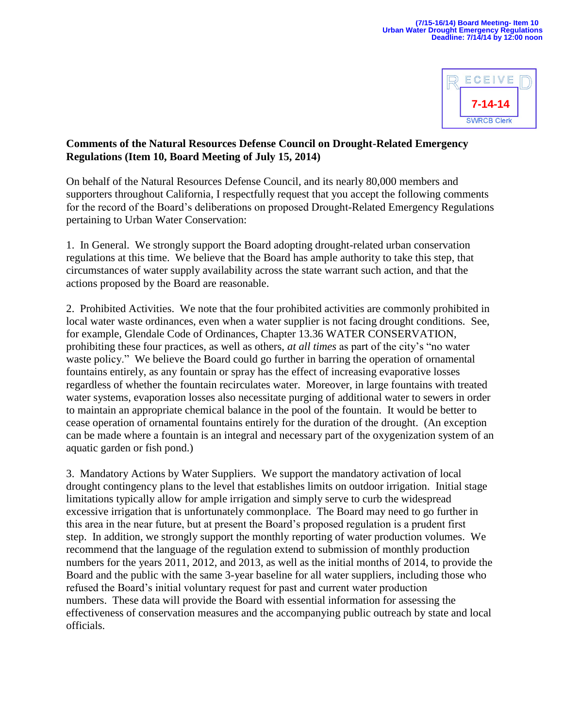(7/15-16/14) Board Meeting- Item 10
Urban Water Drought Emergency Regulations
Deadline: 7/14/14 by 12:00 noon

RECEIVED
7-14-14
SWRCB Clerk

**Comments of the Natural Resources Defense Council on Drought-Related Emergency Regulations (Item 10, Board Meeting of July 15, 2014)**

On behalf of the Natural Resources Defense Council, and its nearly 80,000 members and supporters throughout California, I respectfully request that you accept the following comments for the record of the Board's deliberations on proposed Drought-Related Emergency Regulations pertaining to Urban Water Conservation:

1. In General. We strongly support the Board adopting drought-related urban conservation regulations at this time. We believe that the Board has ample authority to take this step, that circumstances of water supply availability across the state warrant such action, and that the actions proposed by the Board are reasonable.

2. Prohibited Activities. We note that the four prohibited activities are commonly prohibited in local water waste ordinances, even when a water supplier is not facing drought conditions. See, for example, Glendale Code of Ordinances, Chapter 13.36 WATER CONSERVATION, prohibiting these four practices, as well as others, *at all times* as part of the city's "no water waste policy." We believe the Board could go further in barring the operation of ornamental fountains entirely, as any fountain or spray has the effect of increasing evaporative losses regardless of whether the fountain recirculates water. Moreover, in large fountains with treated water systems, evaporation losses also necessitate purging of additional water to sewers in order to maintain an appropriate chemical balance in the pool of the fountain. It would be better to cease operation of ornamental fountains entirely for the duration of the drought. (An exception can be made where a fountain is an integral and necessary part of the oxygenization system of an aquatic garden or fish pond.)

3. Mandatory Actions by Water Suppliers. We support the mandatory activation of local drought contingency plans to the level that establishes limits on outdoor irrigation. Initial stage limitations typically allow for ample irrigation and simply serve to curb the widespread excessive irrigation that is unfortunately commonplace. The Board may need to go further in this area in the near future, but at present the Board's proposed regulation is a prudent first step. In addition, we strongly support the monthly reporting of water production volumes. We recommend that the language of the regulation extend to submission of monthly production numbers for the years 2011, 2012, and 2013, as well as the initial months of 2014, to provide the Board and the public with the same 3-year baseline for all water suppliers, including those who refused the Board's initial voluntary request for past and current water production numbers. These data will provide the Board with essential information for assessing the effectiveness of conservation measures and the accompanying public outreach by state and local officials.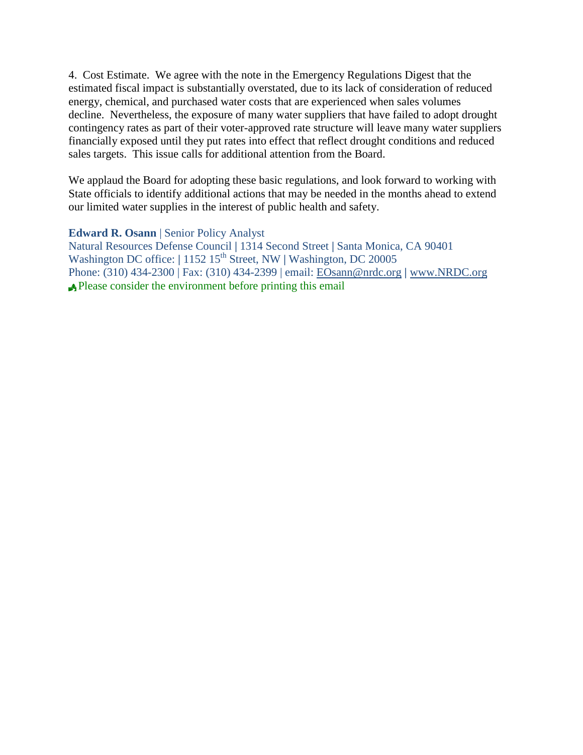4. Cost Estimate. We agree with the note in the Emergency Regulations Digest that the estimated fiscal impact is substantially overstated, due to its lack of consideration of reduced energy, chemical, and purchased water costs that are experienced when sales volumes decline. Nevertheless, the exposure of many water suppliers that have failed to adopt drought contingency rates as part of their voter-approved rate structure will leave many water suppliers financially exposed until they put rates into effect that reflect drought conditions and reduced sales targets. This issue calls for additional attention from the Board.

We applaud the Board for adopting these basic regulations, and look forward to working with State officials to identify additional actions that may be needed in the months ahead to extend our limited water supplies in the interest of public health and safety.

**Edward R. Osann** | Senior Policy Analyst
Natural Resources Defense Council | 1314 Second Street | Santa Monica, CA 90401
Washington DC office: | 1152 15th Street, NW | Washington, DC 20005
Phone: (310) 434-2300 | Fax: (310) 434-2399 | email: EOsann@nrdc.org | www.NRDC.org
Please consider the environment before printing this email